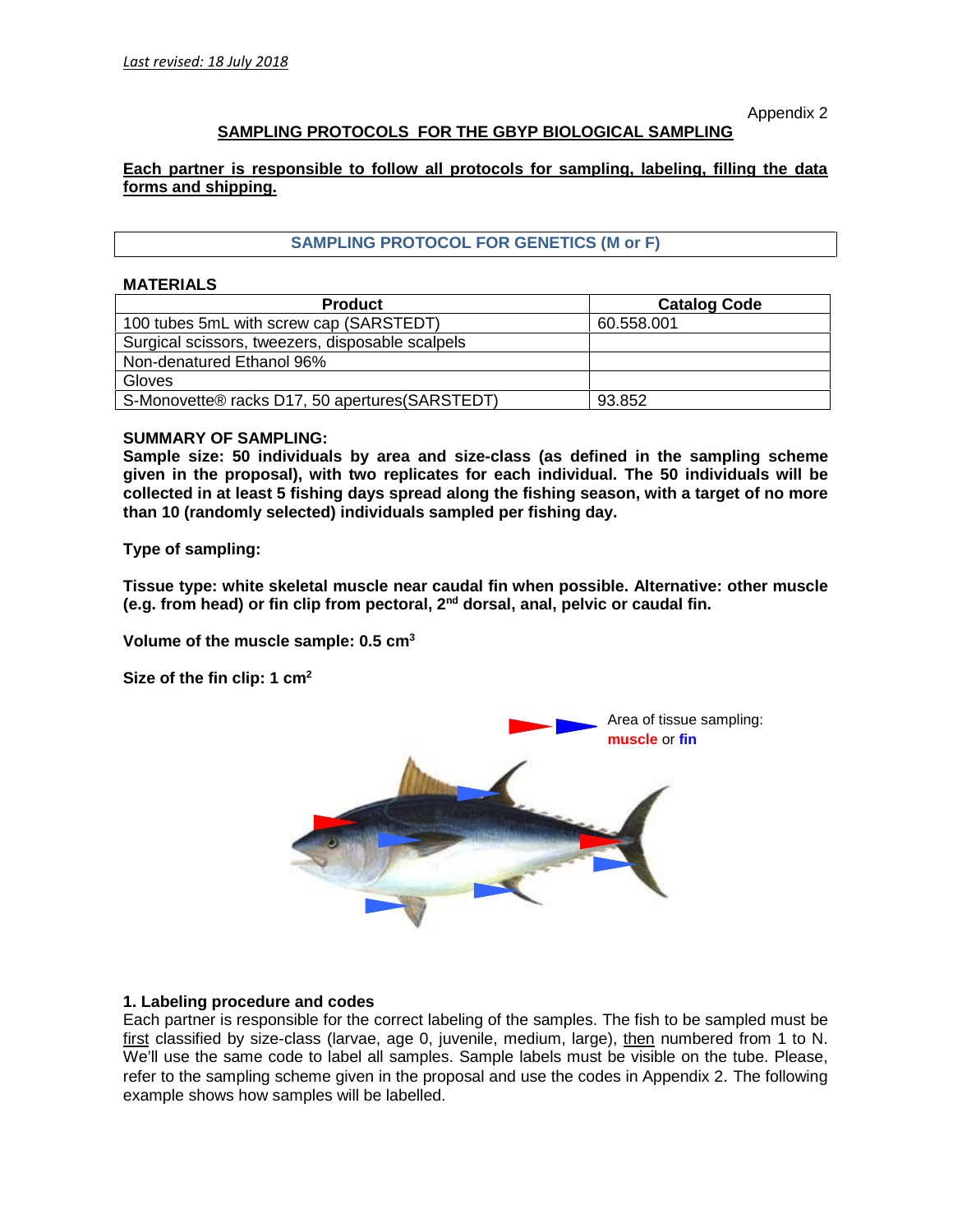*Last revised: 18 July 2018*

Appendix 2

## SAMPLING PROTOCOLS FOR THE GBYP BIOLOGICAL SAMPLING

**Each partner is responsible to follow all protocols for sampling, labeling, filling the data forms and shipping.**

### SAMPLING PROTOCOL FOR GENETICS (M or F)

**MATERIALS**

| Product | Catalog Code |
|---|---|
| 100 tubes 5mL with screw cap (SARSTEDT) | 60.558.001 |
| Surgical scissors, tweezers, disposable scalpels | |
| Non-denatured Ethanol 96% | |
| Gloves | |
| S-Monovette® racks D17, 50 apertures(SARSTEDT) | 93.852 |

**SUMMARY OF SAMPLING:**

**Sample size: 50 individuals by area and size-class (as defined in the sampling scheme given in the proposal), with two replicates for each individual. The 50 individuals will be collected in at least 5 fishing days spread along the fishing season, with a target of no more than 10 (randomly selected) individuals sampled per fishing day.**

**Type of sampling:**

**Tissue type: white skeletal muscle near caudal fin when possible. Alternative: other muscle (e.g. from head) or fin clip from pectoral, 2nd dorsal, anal, pelvic or caudal fin.**

**Volume of the muscle sample: 0.5 cm$^3$**

**Size of the fin clip: 1 cm$^2$**

Area of tissue sampling: **muscle** or **fin**

### 1. Labeling procedure and codes

Each partner is responsible for the correct labeling of the samples. The fish to be sampled must be first classified by size-class (larvae, age 0, juvenile, medium, large), then numbered from 1 to N. We'll use the same code to label all samples. Sample labels must be visible on the tube. Please, refer to the sampling scheme given in the proposal and use the codes in Appendix 2. The following example shows how samples will be labelled.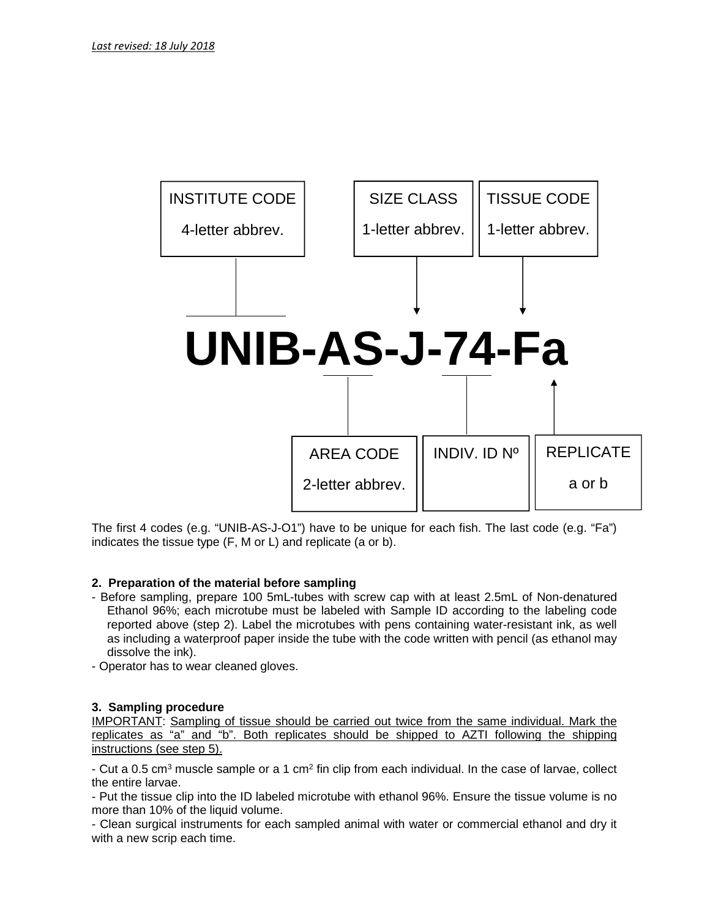*Last revised: 18 July 2018*

INSTITUTE CODE
4-letter abbrev.

SIZE CLASS
1-letter abbrev.

TISSUE CODE
1-letter abbrev.

**UNIB-AS-J-74-Fa**

AREA CODE
2-letter abbrev.

INDIV. ID Nº

REPLICATE
a or b

The first 4 codes (e.g. "UNIB-AS-J-O1") have to be unique for each fish. The last code (e.g. "Fa") indicates the tissue type (F, M or L) and replicate (a or b).

**2. Preparation of the material before sampling**

- Before sampling, prepare 100 5mL-tubes with screw cap with at least 2.5mL of Non-denatured Ethanol 96%; each microtube must be labeled with Sample ID according to the labeling code reported above (step 2). Label the microtubes with pens containing water-resistant ink, as well as including a waterproof paper inside the tube with the code written with pencil (as ethanol may dissolve the ink).
- Operator has to wear cleaned gloves.

**3. Sampling procedure**

IMPORTANT: Sampling of tissue should be carried out twice from the same individual. Mark the replicates as "a" and "b". Both replicates should be shipped to AZTI following the shipping instructions (see step 5).

- Cut a 0.5 $cm^3$ muscle sample or a 1 $cm^2$ fin clip from each individual. In the case of larvae, collect the entire larvae.
- Put the tissue clip into the ID labeled microtube with ethanol 96%. Ensure the tissue volume is no more than 10% of the liquid volume.
- Clean surgical instruments for each sampled animal with water or commercial ethanol and dry it with a new scrip each time.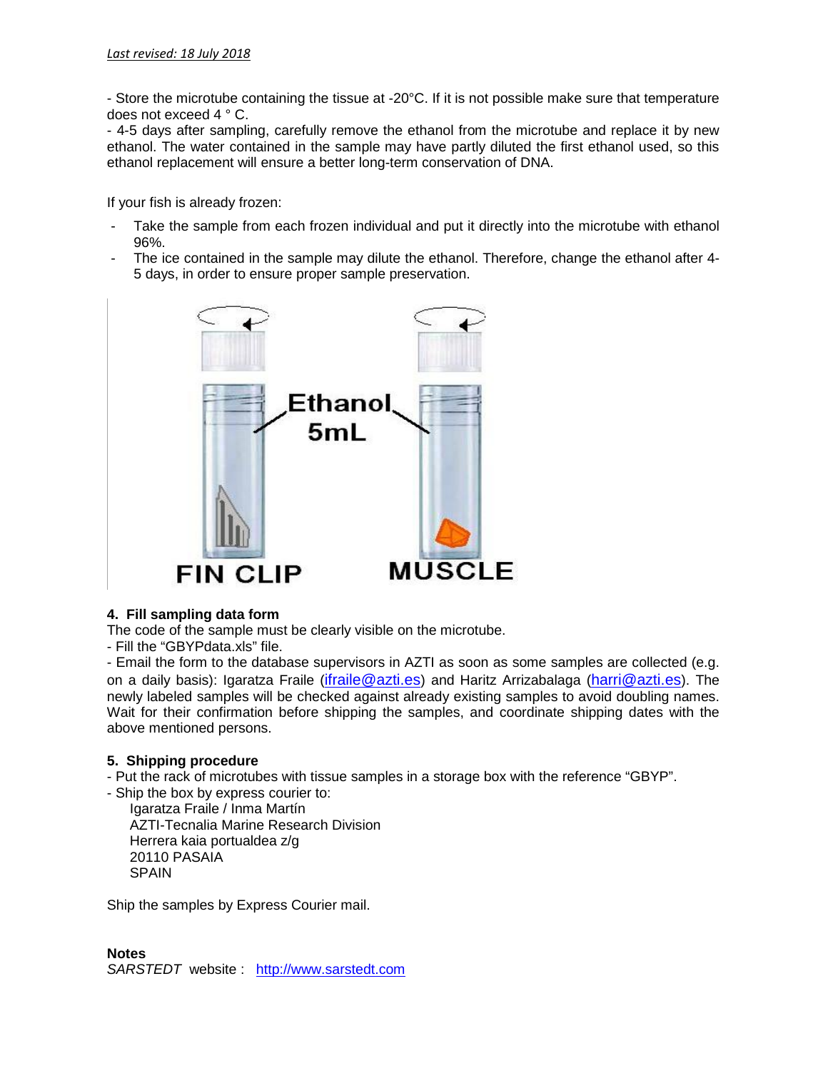*Last revised: 18 July 2018*

- Store the microtube containing the tissue at -20°C. If it is not possible make sure that temperature does not exceed 4 ° C.
- 4-5 days after sampling, carefully remove the ethanol from the microtube and replace it by new ethanol. The water contained in the sample may have partly diluted the first ethanol used, so this ethanol replacement will ensure a better long-term conservation of DNA.

If your fish is already frozen:

- Take the sample from each frozen individual and put it directly into the microtube with ethanol 96%.
- The ice contained in the sample may dilute the ethanol. Therefore, change the ethanol after 4-5 days, in order to ensure proper sample preservation.

### 4. Fill sampling data form

The code of the sample must be clearly visible on the microtube.

- Fill the "GBYPdata.xls" file.
- Email the form to the database supervisors in AZTI as soon as some samples are collected (e.g. on a daily basis): Igaratza Fraile (ifraile@azti.es) and Haritz Arrizabalaga (harri@azti.es). The newly labeled samples will be checked against already existing samples to avoid doubling names. Wait for their confirmation before shipping the samples, and coordinate shipping dates with the above mentioned persons.

### 5. Shipping procedure

- Put the rack of microtubes with tissue samples in a storage box with the reference "GBYP".
- Ship the box by express courier to:

  Igaratza Fraile / Inma Martín
  AZTI-Tecnalia Marine Research Division
  Herrera kaia portualdea z/g
  20110 PASAIA
  SPAIN

Ship the samples by Express Courier mail.

**Notes**

*SARSTEDT* website : http://www.sarstedt.com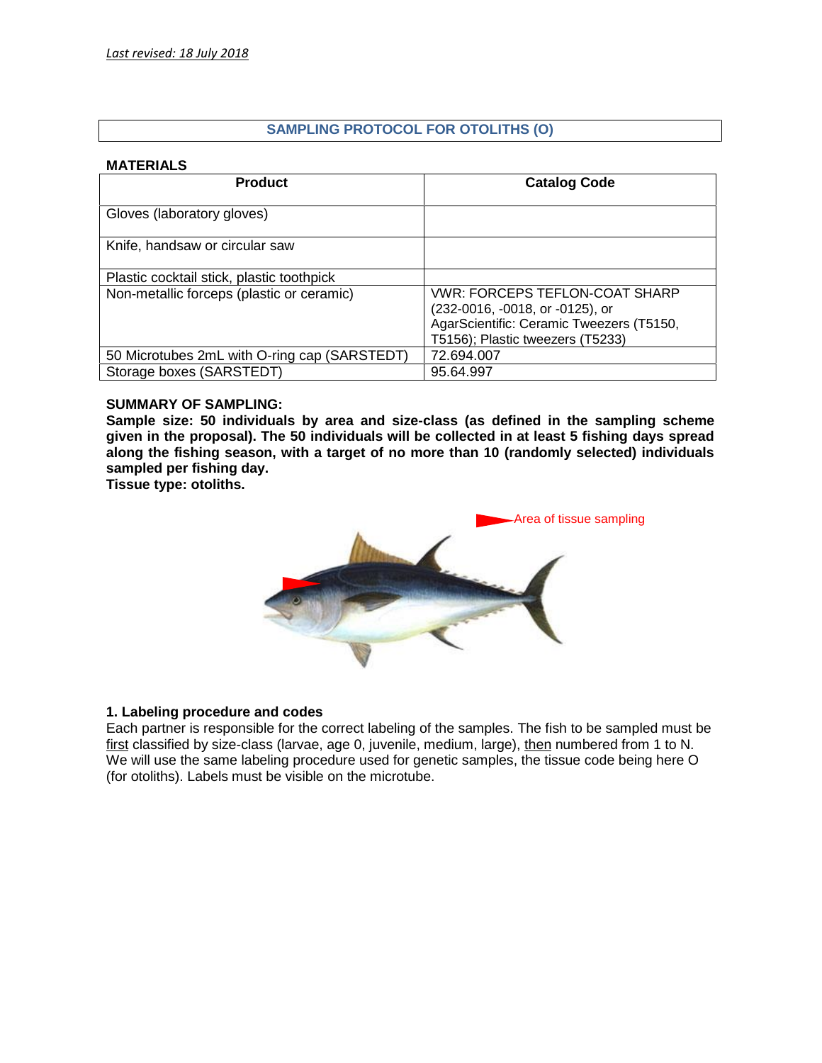*Last revised: 18 July 2018*

## SAMPLING PROTOCOL FOR OTOLITHS (O)

**MATERIALS**

| Product | Catalog Code |
|---|---|
| Gloves (laboratory gloves) | |
| Knife, handsaw or circular saw | |
| Plastic cocktail stick, plastic toothpick | |
| Non-metallic forceps (plastic or ceramic) | VWR: FORCEPS TEFLON-COAT SHARP (232-0016, -0018, or -0125), or AgarScientific: Ceramic Tweezers (T5150, T5156); Plastic tweezers (T5233) |
| 50 Microtubes 2mL with O-ring cap (SARSTEDT) | 72.694.007 |
| Storage boxes (SARSTEDT) | 95.64.997 |

**SUMMARY OF SAMPLING:**

**Sample size: 50 individuals by area and size-class (as defined in the sampling scheme given in the proposal). The 50 individuals will be collected in at least 5 fishing days spread along the fishing season, with a target of no more than 10 (randomly selected) individuals sampled per fishing day.**

**Tissue type: otoliths.**

Area of tissue sampling

### 1. Labeling procedure and codes

Each partner is responsible for the correct labeling of the samples. The fish to be sampled must be first classified by size-class (larvae, age 0, juvenile, medium, large), then numbered from 1 to N. We will use the same labeling procedure used for genetic samples, the tissue code being here O (for otoliths). Labels must be visible on the microtube.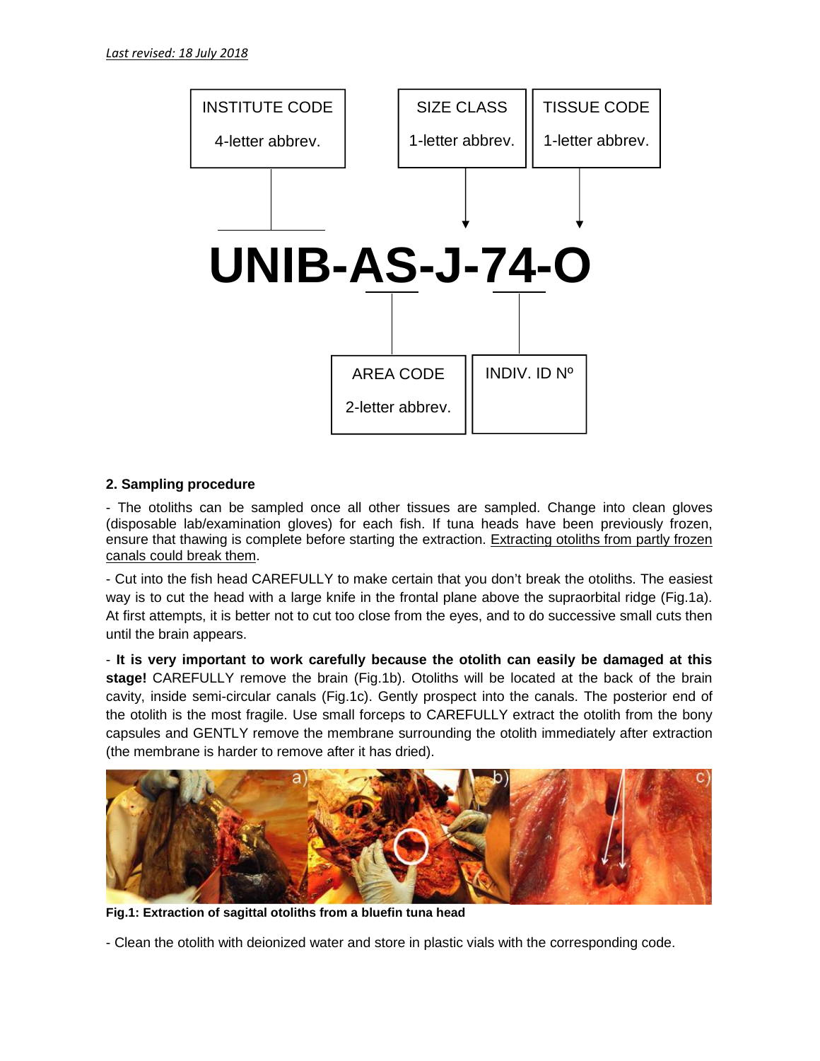*Last revised: 18 July 2018*

INSTITUTE CODE
4-letter abbrev.

SIZE CLASS
1-letter abbrev.

TISSUE CODE
1-letter abbrev.

**UNIB-AS-J-74-O**

AREA CODE
2-letter abbrev.

INDIV. ID Nº

**2. Sampling procedure**

- The otoliths can be sampled once all other tissues are sampled. Change into clean gloves (disposable lab/examination gloves) for each fish. If tuna heads have been previously frozen, ensure that thawing is complete before starting the extraction. Extracting otoliths from partly frozen canals could break them.

- Cut into the fish head CAREFULLY to make certain that you don't break the otoliths. The easiest way is to cut the head with a large knife in the frontal plane above the supraorbital ridge (Fig.1a). At first attempts, it is better not to cut too close from the eyes, and to do successive small cuts then until the brain appears.

- **It is very important to work carefully because the otolith can easily be damaged at this stage!** CAREFULLY remove the brain (Fig.1b). Otoliths will be located at the back of the brain cavity, inside semi-circular canals (Fig.1c). Gently prospect into the canals. The posterior end of the otolith is the most fragile. Use small forceps to CAREFULLY extract the otolith from the bony capsules and GENTLY remove the membrane surrounding the otolith immediately after extraction (the membrane is harder to remove after it has dried).

**Fig.1: Extraction of sagittal otoliths from a bluefin tuna head**

- Clean the otolith with deionized water and store in plastic vials with the corresponding code.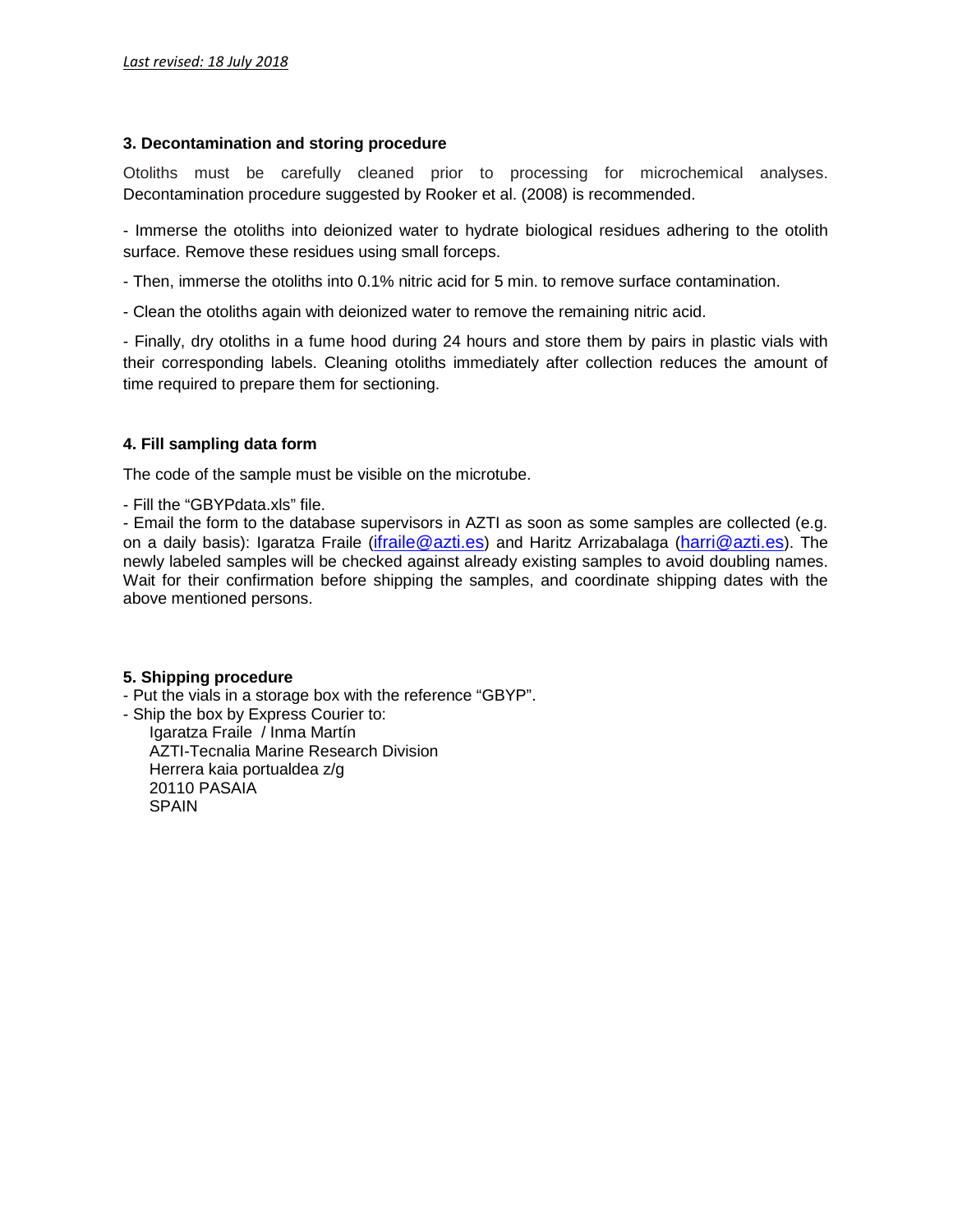*Last revised: 18 July 2018*

### 3. Decontamination and storing procedure

Otoliths must be carefully cleaned prior to processing for microchemical analyses. Decontamination procedure suggested by Rooker et al. (2008) is recommended.

- Immerse the otoliths into deionized water to hydrate biological residues adhering to the otolith surface. Remove these residues using small forceps.
- Then, immerse the otoliths into 0.1% nitric acid for 5 min. to remove surface contamination.
- Clean the otoliths again with deionized water to remove the remaining nitric acid.
- Finally, dry otoliths in a fume hood during 24 hours and store them by pairs in plastic vials with their corresponding labels. Cleaning otoliths immediately after collection reduces the amount of time required to prepare them for sectioning.

### 4. Fill sampling data form

The code of the sample must be visible on the microtube.

- Fill the "GBYPdata.xls" file.
- Email the form to the database supervisors in AZTI as soon as some samples are collected (e.g. on a daily basis): Igaratza Fraile (ifraile@azti.es) and Haritz Arrizabalaga (harri@azti.es). The newly labeled samples will be checked against already existing samples to avoid doubling names. Wait for their confirmation before shipping the samples, and coordinate shipping dates with the above mentioned persons.

### 5. Shipping procedure

- Put the vials in a storage box with the reference "GBYP".
- Ship the box by Express Courier to:

  Igaratza Fraile / Inma Martín
  AZTI-Tecnalia Marine Research Division
  Herrera kaia portualdea z/g
  20110 PASAIA
  SPAIN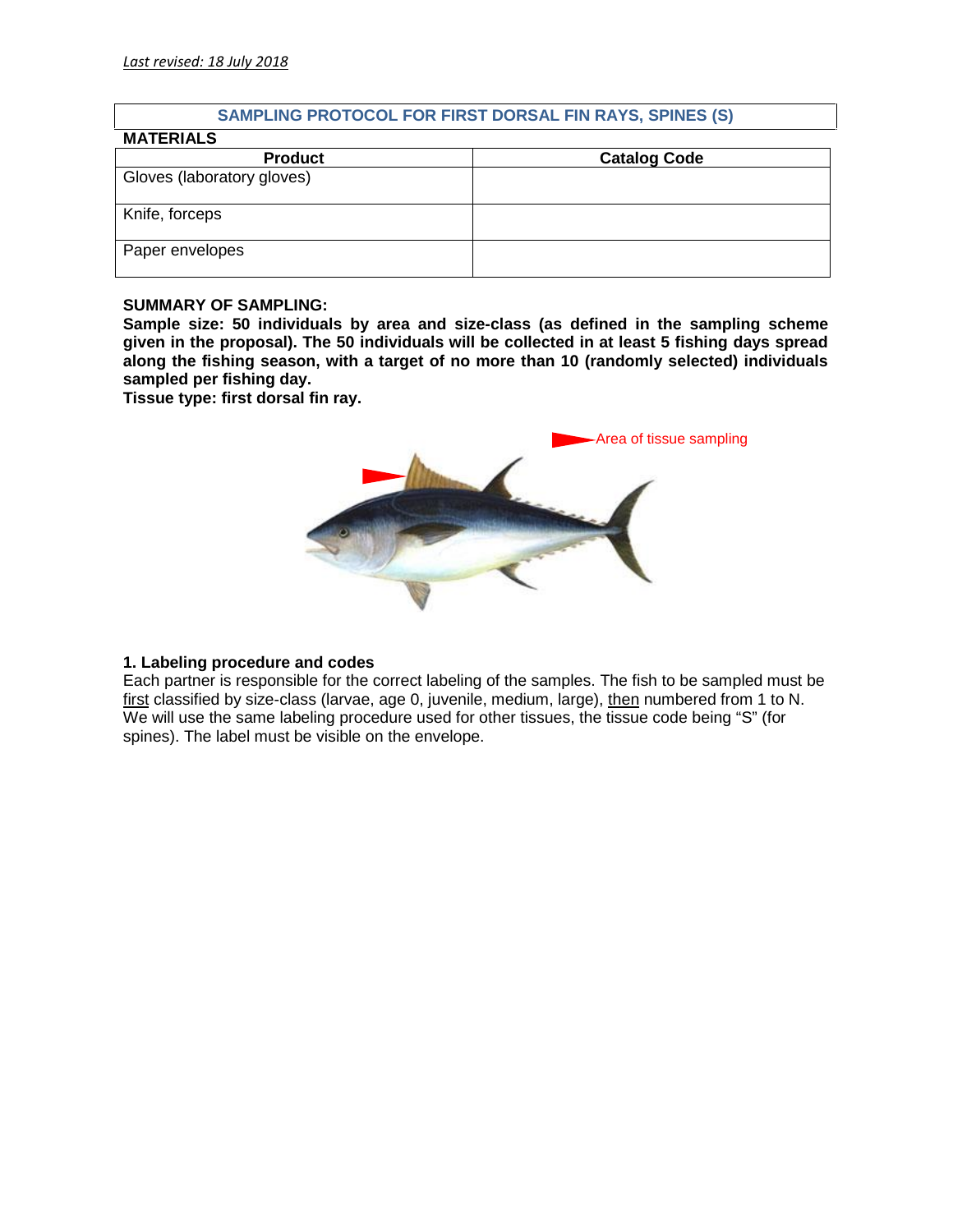*Last revised: 18 July 2018*

## SAMPLING PROTOCOL FOR FIRST DORSAL FIN RAYS, SPINES (S)

**MATERIALS**

| Product | Catalog Code |
|---|---|
| Gloves (laboratory gloves) | |
| Knife, forceps | |
| Paper envelopes | |

**SUMMARY OF SAMPLING:**

**Sample size: 50 individuals by area and size-class (as defined in the sampling scheme given in the proposal). The 50 individuals will be collected in at least 5 fishing days spread along the fishing season, with a target of no more than 10 (randomly selected) individuals sampled per fishing day.**

**Tissue type: first dorsal fin ray.**

Area of tissue sampling

### 1. Labeling procedure and codes

Each partner is responsible for the correct labeling of the samples. The fish to be sampled must be first classified by size-class (larvae, age 0, juvenile, medium, large), then numbered from 1 to N. We will use the same labeling procedure used for other tissues, the tissue code being "S" (for spines). The label must be visible on the envelope.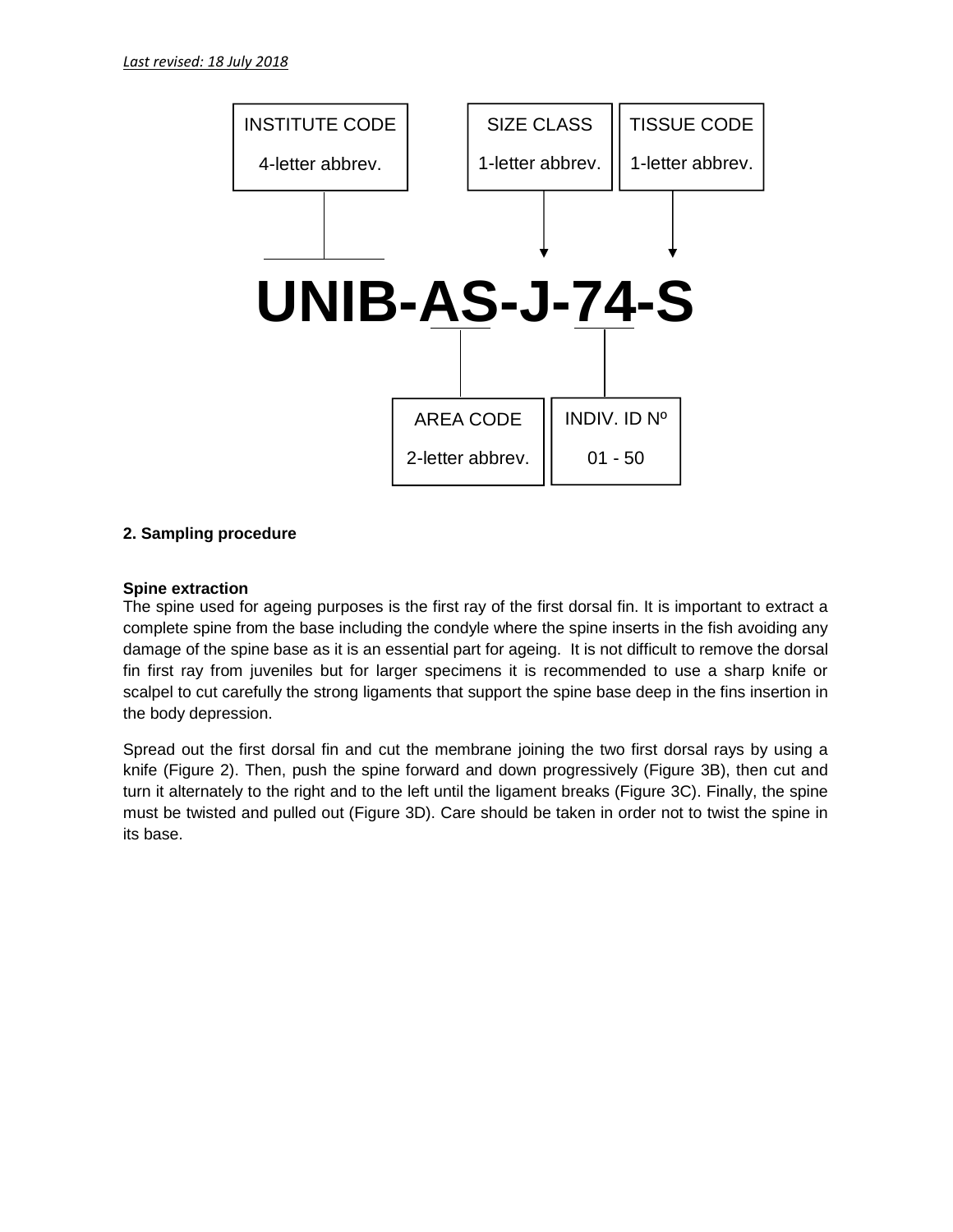*Last revised: 18 July 2018*

INSTITUTE CODE
4-letter abbrev.

SIZE CLASS
1-letter abbrev.

TISSUE CODE
1-letter abbrev.

**UNIB-AS-J-74-S**

AREA CODE
2-letter abbrev.

INDIV. ID Nº
01 - 50

**2. Sampling procedure**

**Spine extraction**

The spine used for ageing purposes is the first ray of the first dorsal fin. It is important to extract a complete spine from the base including the condyle where the spine inserts in the fish avoiding any damage of the spine base as it is an essential part for ageing. It is not difficult to remove the dorsal fin first ray from juveniles but for larger specimens it is recommended to use a sharp knife or scalpel to cut carefully the strong ligaments that support the spine base deep in the fins insertion in the body depression.

Spread out the first dorsal fin and cut the membrane joining the two first dorsal rays by using a knife (Figure 2). Then, push the spine forward and down progressively (Figure 3B), then cut and turn it alternately to the right and to the left until the ligament breaks (Figure 3C). Finally, the spine must be twisted and pulled out (Figure 3D). Care should be taken in order not to twist the spine in its base.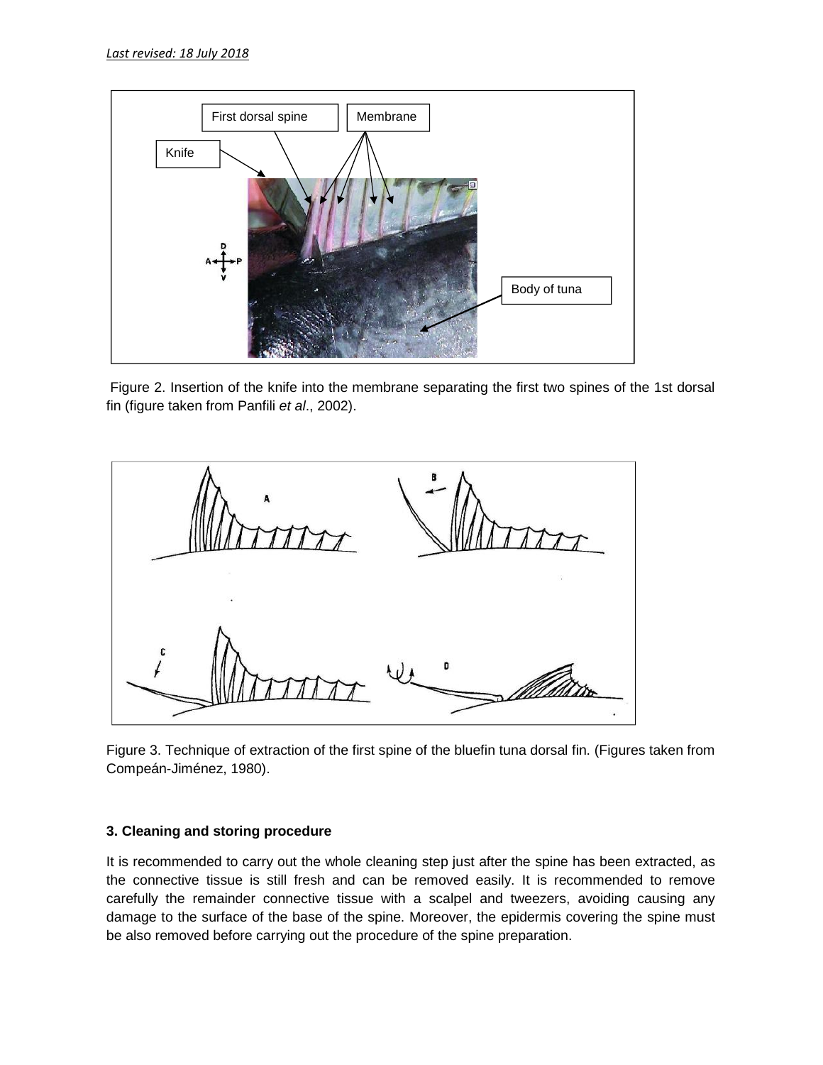Figure 2. Insertion of the knife into the membrane separating the first two spines of the 1st dorsal fin (figure taken from Panfili *et al*., 2002).

Figure 3. Technique of extraction of the first spine of the bluefin tuna dorsal fin. (Figures taken from Compeán-Jiménez, 1980).

### 3. Cleaning and storing procedure

It is recommended to carry out the whole cleaning step just after the spine has been extracted, as the connective tissue is still fresh and can be removed easily. It is recommended to remove carefully the remainder connective tissue with a scalpel and tweezers, avoiding causing any damage to the surface of the base of the spine. Moreover, the epidermis covering the spine must be also removed before carrying out the procedure of the spine preparation.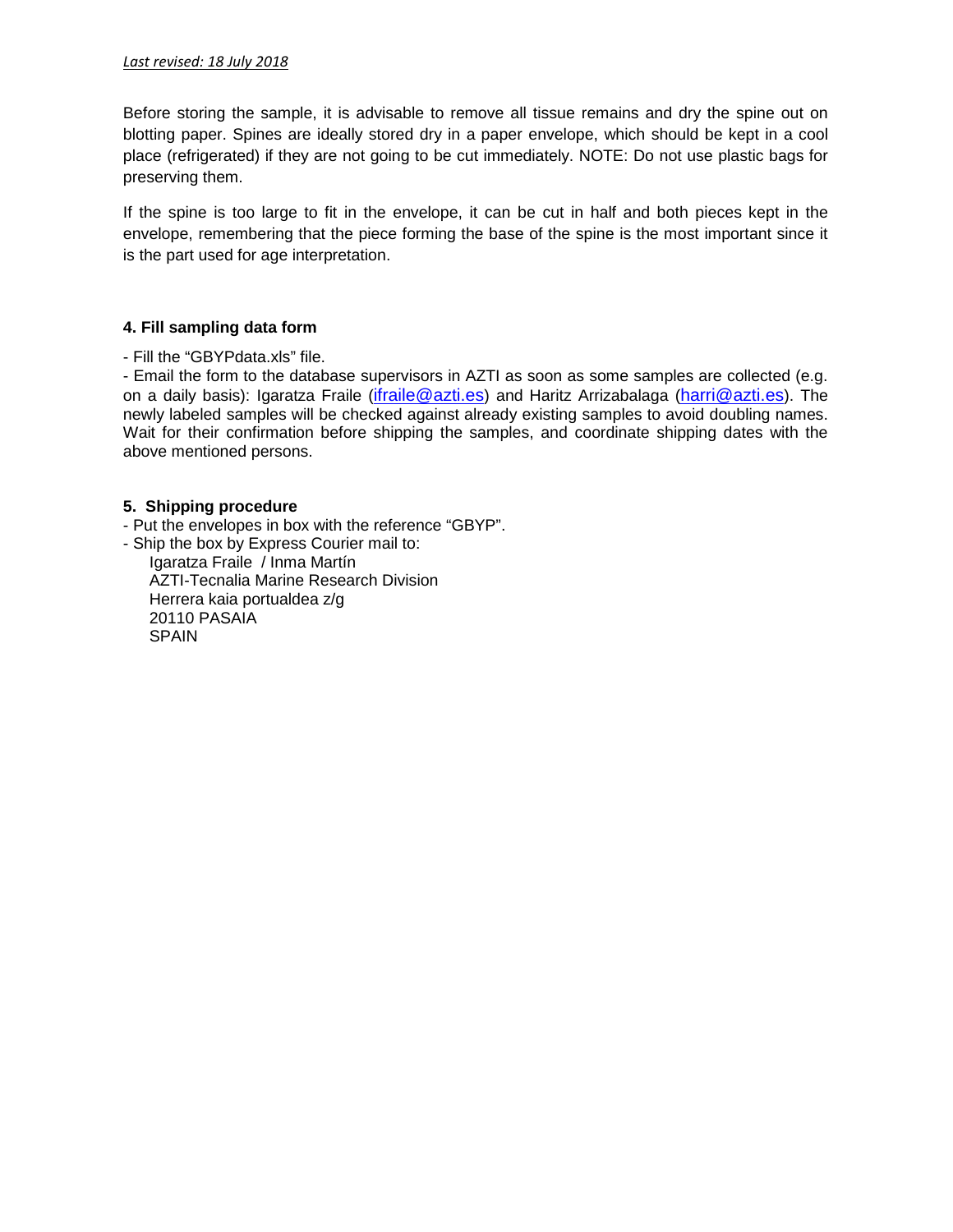*Last revised: 18 July 2018*

Before storing the sample, it is advisable to remove all tissue remains and dry the spine out on blotting paper. Spines are ideally stored dry in a paper envelope, which should be kept in a cool place (refrigerated) if they are not going to be cut immediately. NOTE: Do not use plastic bags for preserving them.

If the spine is too large to fit in the envelope, it can be cut in half and both pieces kept in the envelope, remembering that the piece forming the base of the spine is the most important since it is the part used for age interpretation.

**4. Fill sampling data form**

- Fill the "GBYPdata.xls" file.
- Email the form to the database supervisors in AZTI as soon as some samples are collected (e.g. on a daily basis): Igaratza Fraile (ifraile@azti.es) and Haritz Arrizabalaga (harri@azti.es). The newly labeled samples will be checked against already existing samples to avoid doubling names. Wait for their confirmation before shipping the samples, and coordinate shipping dates with the above mentioned persons.

**5. Shipping procedure**

- Put the envelopes in box with the reference "GBYP".
- Ship the box by Express Courier mail to:

  Igaratza Fraile / Inma Martín
  AZTI-Tecnalia Marine Research Division
  Herrera kaia portualdea z/g
  20110 PASAIA
  SPAIN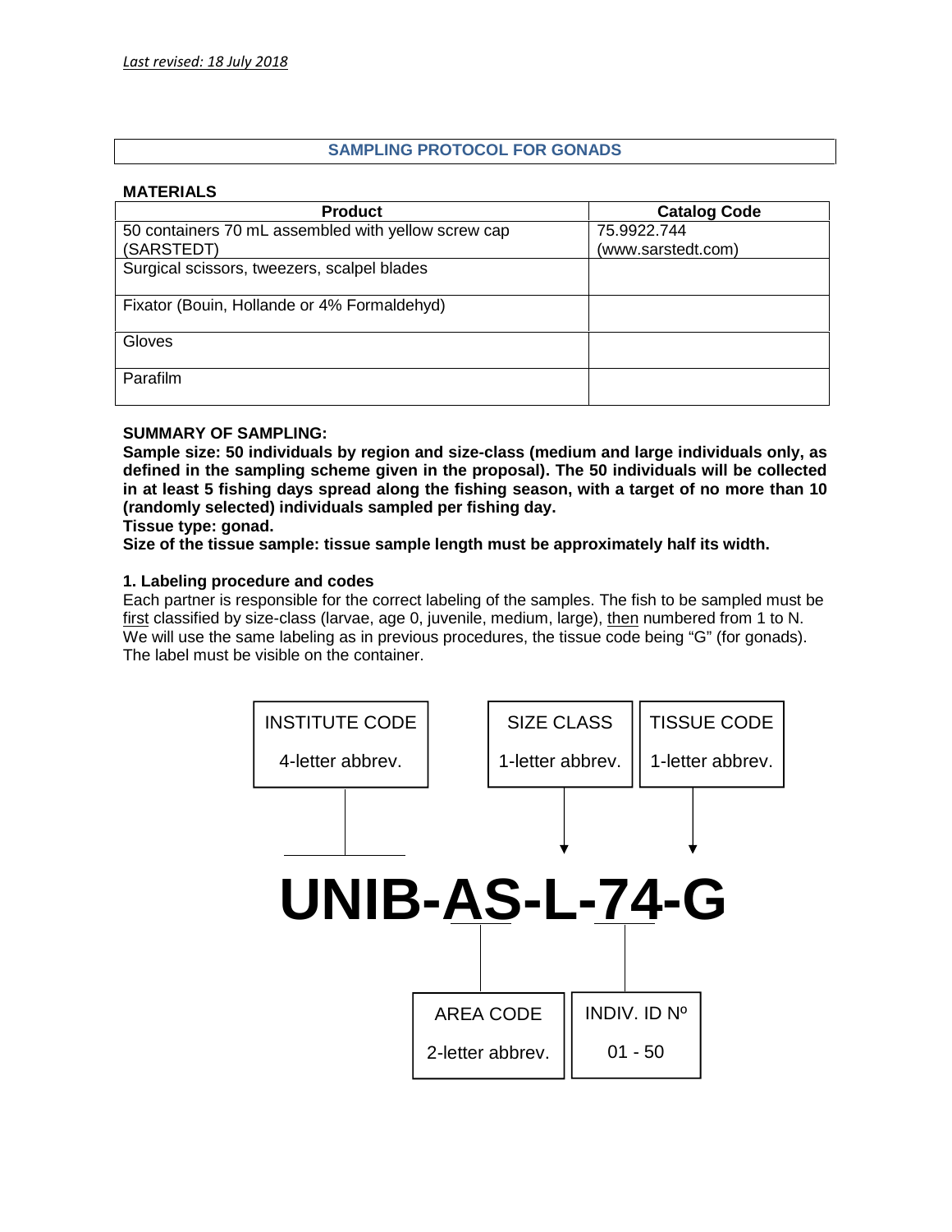*Last revised: 18 July 2018*

## SAMPLING PROTOCOL FOR GONADS

**MATERIALS**

| Product | Catalog Code |
|---|---|
| 50 containers 70 mL assembled with yellow screw cap (SARSTEDT) | 75.9922.744 (www.sarstedt.com) |
| Surgical scissors, tweezers, scalpel blades | |
| Fixator (Bouin, Hollande or 4% Formaldehyd) | |
| Gloves | |
| Parafilm | |

**SUMMARY OF SAMPLING:**

**Sample size: 50 individuals by region and size-class (medium and large individuals only, as defined in the sampling scheme given in the proposal). The 50 individuals will be collected in at least 5 fishing days spread along the fishing season, with a target of no more than 10 (randomly selected) individuals sampled per fishing day.**

**Tissue type: gonad.**

**Size of the tissue sample: tissue sample length must be approximately half its width.**

**1. Labeling procedure and codes**

Each partner is responsible for the correct labeling of the samples. The fish to be sampled must be first classified by size-class (larvae, age 0, juvenile, medium, large), then numbered from 1 to N. We will use the same labeling as in previous procedures, the tissue code being "G" (for gonads). The label must be visible on the container.

INSTITUTE CODE — 4-letter abbrev.

SIZE CLASS — 1-letter abbrev.

TISSUE CODE — 1-letter abbrev.

**UNIB-AS-L-74-G**

AREA CODE — 2-letter abbrev.

INDIV. ID Nº — 01 - 50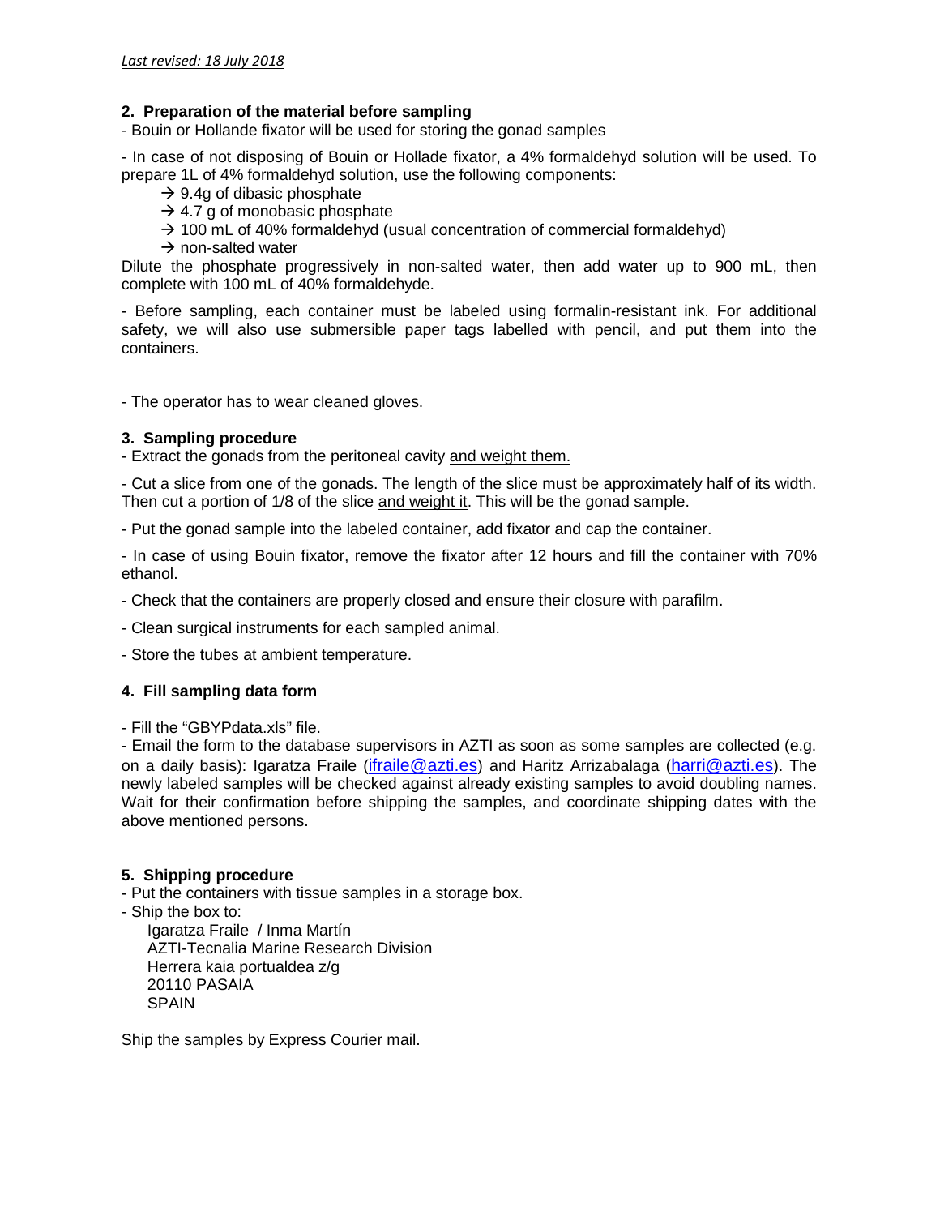*Last revised: 18 July 2018*

## 2. Preparation of the material before sampling

- Bouin or Hollande fixator will be used for storing the gonad samples

- In case of not disposing of Bouin or Hollade fixator, a 4% formaldehyd solution will be used. To prepare 1L of 4% formaldehyd solution, use the following components:
  - → 9.4g of dibasic phosphate
  - → 4.7 g of monobasic phosphate
  - → 100 mL of 40% formaldehyd (usual concentration of commercial formaldehyd)
  - → non-salted water

Dilute the phosphate progressively in non-salted water, then add water up to 900 mL, then complete with 100 mL of 40% formaldehyde.

- Before sampling, each container must be labeled using formalin-resistant ink. For additional safety, we will also use submersible paper tags labelled with pencil, and put them into the containers.

- The operator has to wear cleaned gloves.

## 3. Sampling procedure

- Extract the gonads from the peritoneal cavity <u>and weight them.</u>

- Cut a slice from one of the gonads. The length of the slice must be approximately half of its width. Then cut a portion of 1/8 of the slice <u>and weight it</u>. This will be the gonad sample.

- Put the gonad sample into the labeled container, add fixator and cap the container.

- In case of using Bouin fixator, remove the fixator after 12 hours and fill the container with 70% ethanol.

- Check that the containers are properly closed and ensure their closure with parafilm.

- Clean surgical instruments for each sampled animal.

- Store the tubes at ambient temperature.

## 4. Fill sampling data form

- Fill the "GBYPdata.xls" file.
- Email the form to the database supervisors in AZTI as soon as some samples are collected (e.g. on a daily basis): Igaratza Fraile (ifraile@azti.es) and Haritz Arrizabalaga (harri@azti.es). The newly labeled samples will be checked against already existing samples to avoid doubling names. Wait for their confirmation before shipping the samples, and coordinate shipping dates with the above mentioned persons.

## 5. Shipping procedure

- Put the containers with tissue samples in a storage box.
- Ship the box to:

  Igaratza Fraile / Inma Martín
  AZTI-Tecnalia Marine Research Division
  Herrera kaia portualdea z/g
  20110 PASAIA
  SPAIN

Ship the samples by Express Courier mail.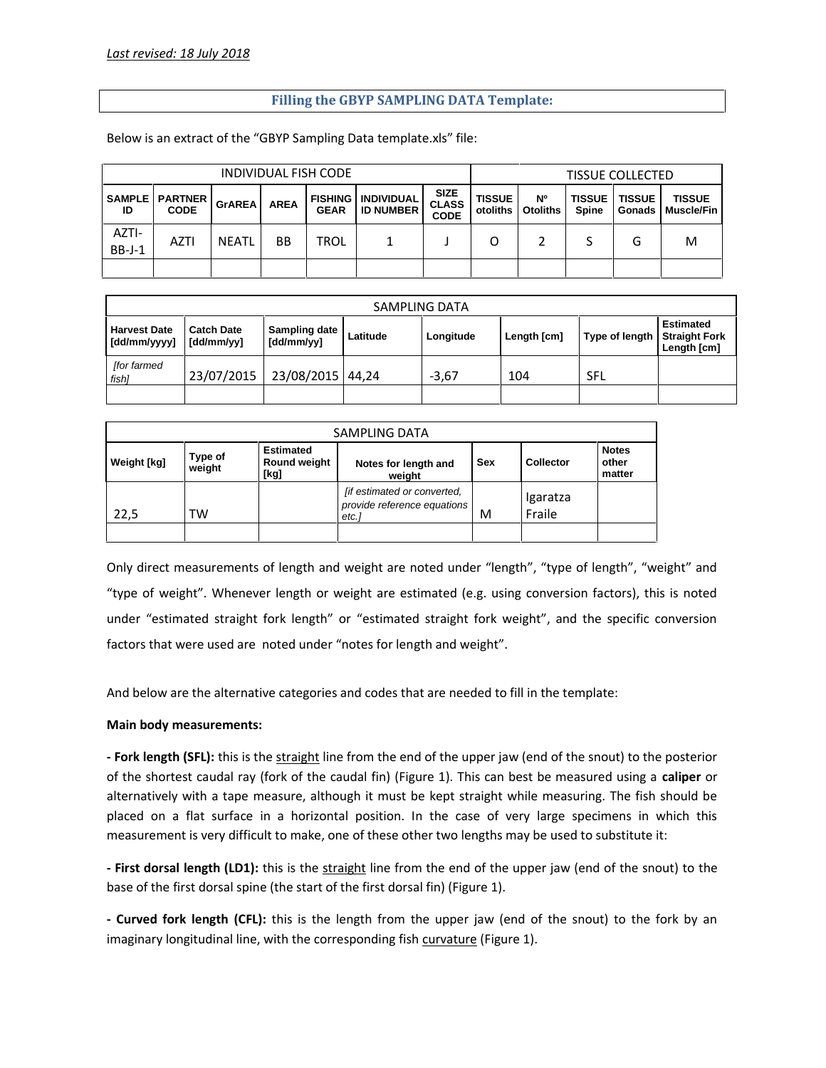*Last revised: 18 July 2018*

## Filling the GBYP SAMPLING DATA Template:

Below is an extract of the "GBYP Sampling Data template.xls" file:

| INDIVIDUAL FISH CODE | | | | | | | TISSUE COLLECTED | | | | |
|---|---|---|---|---|---|---|---|---|---|---|---|
| **SAMPLE ID** | **PARTNER CODE** | **GrAREA** | **AREA** | **FISHING GEAR** | **INDIVIDUAL ID NUMBER** | **SIZE CLASS CODE** | **TISSUE otoliths** | **Nº Otoliths** | **TISSUE Spine** | **TISSUE Gonads** | **TISSUE Muscle/Fin** |
| AZTI-BB-J-1 | AZTI | NEATL | BB | TROL | 1 | J | O | 2 | S | G | M |
| | | | | | | | | | | | |

| SAMPLING DATA | | | | | | | |
|---|---|---|---|---|---|---|---|
| **Harvest Date [dd/mm/yyyy]** | **Catch Date [dd/mm/yy]** | **Sampling date [dd/mm/yy]** | **Latitude** | **Longitude** | **Length [cm]** | **Type of length** | **Estimated Straight Fork Length [cm]** |
| *[for farmed fish]* | 23/07/2015 | 23/08/2015 | 44,24 | -3,67 | 104 | SFL | |
| | | | | | | | |

| SAMPLING DATA | | | | | | |
|---|---|---|---|---|---|---|
| **Weight [kg]** | **Type of weight** | **Estimated Round weight [kg]** | **Notes for length and weight** | **Sex** | **Collector** | **Notes other matter** |
| 22,5 | TW | | *[if estimated or converted, provide reference equations etc.]* | M | Igaratza Fraile | |
| | | | | | | |

Only direct measurements of length and weight are noted under "length", "type of length", "weight" and "type of weight". Whenever length or weight are estimated (e.g. using conversion factors), this is noted under "estimated straight fork length" or "estimated straight fork weight", and the specific conversion factors that were used are noted under "notes for length and weight".

And below are the alternative categories and codes that are needed to fill in the template:

**Main body measurements:**

**- Fork length (SFL):** this is the straight line from the end of the upper jaw (end of the snout) to the posterior of the shortest caudal ray (fork of the caudal fin) (Figure 1). This can best be measured using a **caliper** or alternatively with a tape measure, although it must be kept straight while measuring. The fish should be placed on a flat surface in a horizontal position. In the case of very large specimens in which this measurement is very difficult to make, one of these other two lengths may be used to substitute it:

**- First dorsal length (LD1):** this is the straight line from the end of the upper jaw (end of the snout) to the base of the first dorsal spine (the start of the first dorsal fin) (Figure 1).

**- Curved fork length (CFL):** this is the length from the upper jaw (end of the snout) to the fork by an imaginary longitudinal line, with the corresponding fish curvature (Figure 1).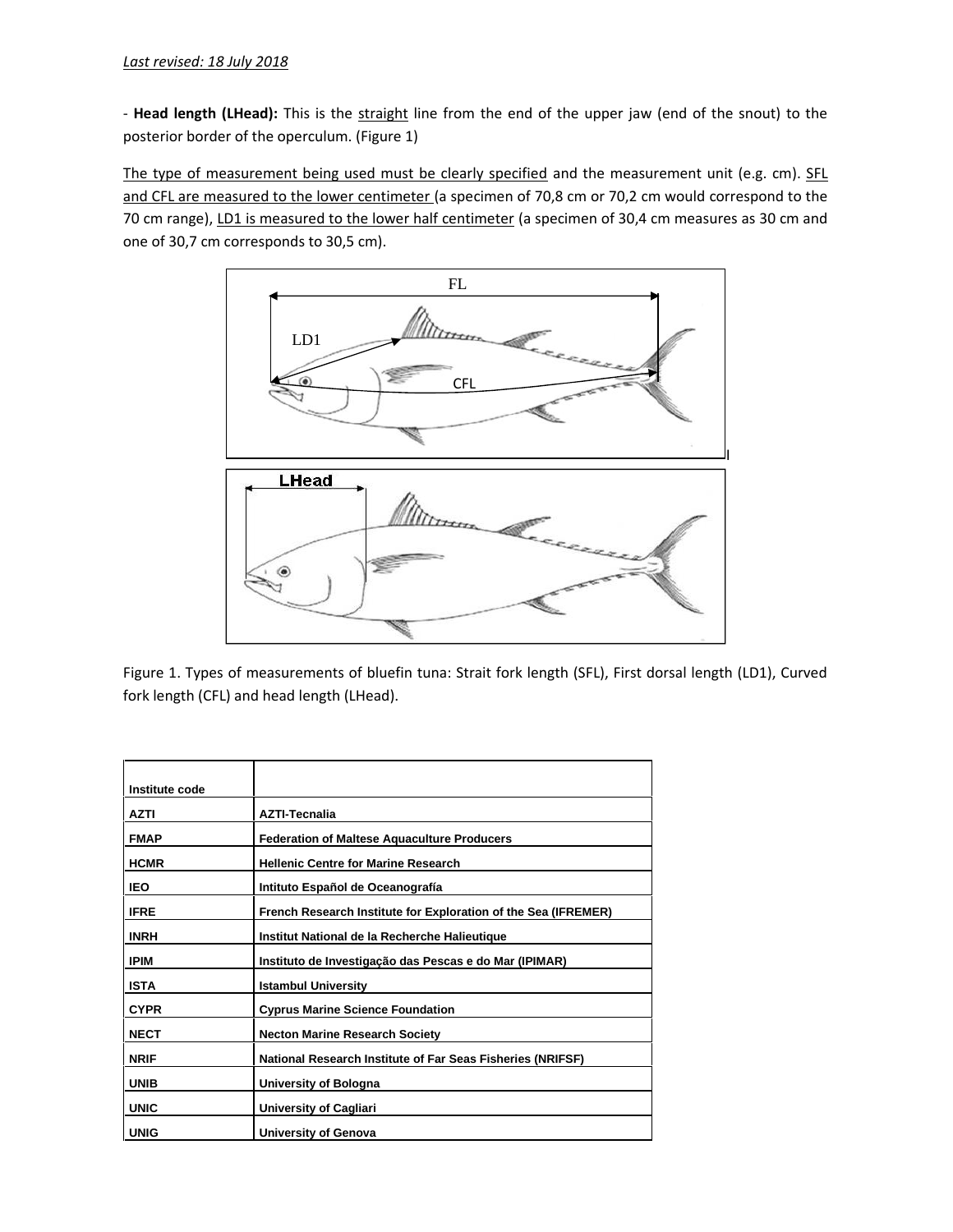*Last revised: 18 July 2018*

- **Head length (LHead):** This is the straight line from the end of the upper jaw (end of the snout) to the posterior border of the operculum. (Figure 1)

The type of measurement being used must be clearly specified and the measurement unit (e.g. cm). SFL and CFL are measured to the lower centimeter (a specimen of 70,8 cm or 70,2 cm would correspond to the 70 cm range), LD1 is measured to the lower half centimeter (a specimen of 30,4 cm measures as 30 cm and one of 30,7 cm corresponds to 30,5 cm).

Figure 1. Types of measurements of bluefin tuna: Strait fork length (SFL), First dorsal length (LD1), Curved fork length (CFL) and head length (LHead).

| Institute code | |
|---|---|
| AZTI | AZTI-Tecnalia |
| FMAP | Federation of Maltese Aquaculture Producers |
| HCMR | Hellenic Centre for Marine Research |
| IEO | Intituto Español de Oceanografía |
| IFRE | French Research Institute for Exploration of the Sea (IFREMER) |
| INRH | Institut National de la Recherche Halieutique |
| IPIM | Instituto de Investigação das Pescas e do Mar (IPIMAR) |
| ISTA | Istambul University |
| CYPR | Cyprus Marine Science Foundation |
| NECT | Necton Marine Research Society |
| NRIF | National Research Institute of Far Seas Fisheries (NRIFSF) |
| UNIB | University of Bologna |
| UNIC | University of Cagliari |
| UNIG | University of Genova |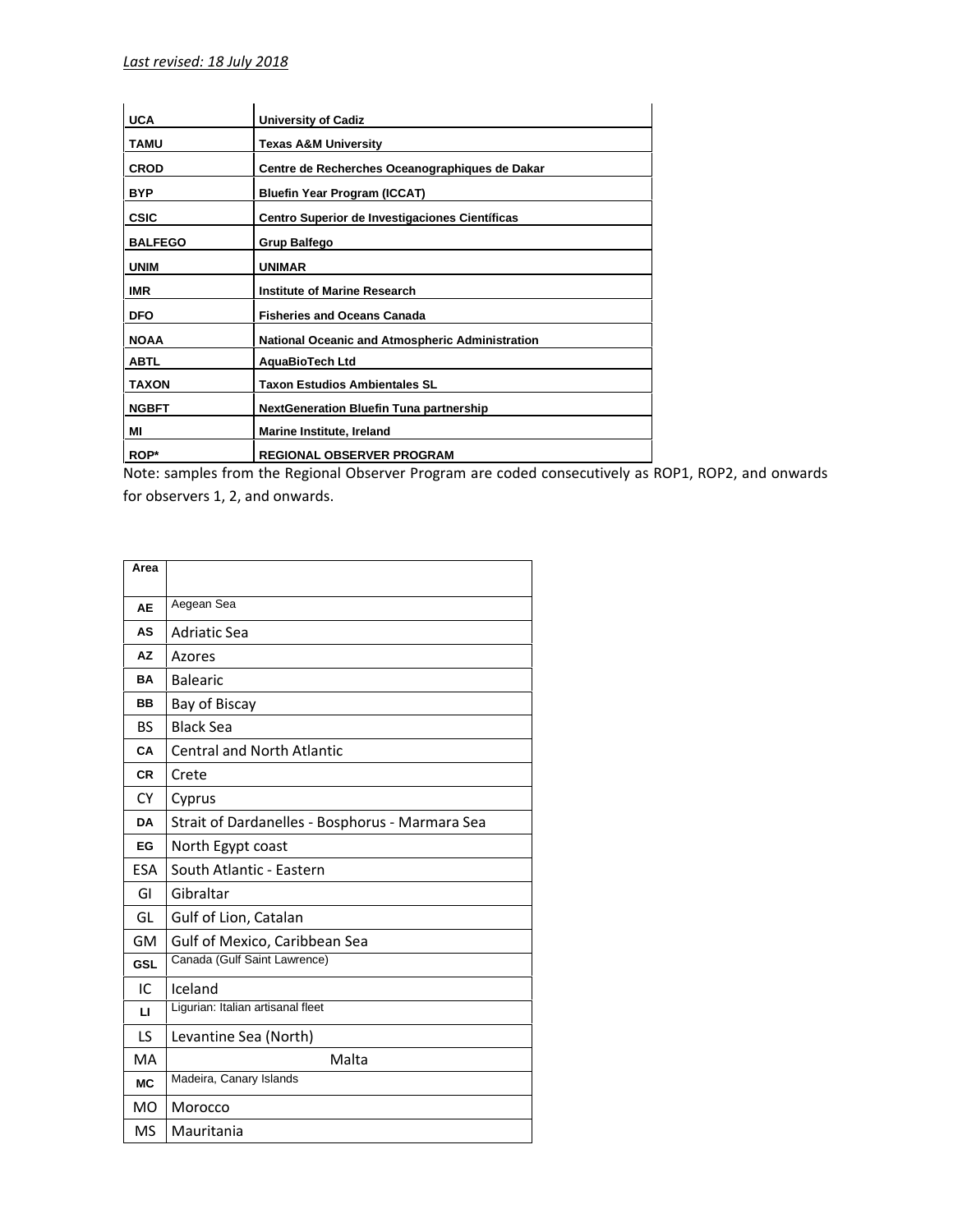*Last revised: 18 July 2018*

| | |
|---|---|
| **UCA** | **University of Cadiz** |
| **TAMU** | **Texas A&M University** |
| **CROD** | **Centre de Recherches Oceanographiques de Dakar** |
| **BYP** | **Bluefin Year Program (ICCAT)** |
| **CSIC** | **Centro Superior de Investigaciones Científicas** |
| **BALFEGO** | **Grup Balfego** |
| **UNIM** | **UNIMAR** |
| **IMR** | **Institute of Marine Research** |
| **DFO** | **Fisheries and Oceans Canada** |
| **NOAA** | **National Oceanic and Atmospheric Administration** |
| **ABTL** | **AquaBioTech Ltd** |
| **TAXON** | **Taxon Estudios Ambientales SL** |
| **NGBFT** | **NextGeneration Bluefin Tuna partnership** |
| **MI** | **Marine Institute, Ireland** |
| **ROP*** | **REGIONAL OBSERVER PROGRAM** |

Note: samples from the Regional Observer Program are coded consecutively as ROP1, ROP2, and onwards for observers 1, 2, and onwards.

| **Area** | |
|---|---|
| **AE** | Aegean Sea |
| **AS** | Adriatic Sea |
| **AZ** | Azores |
| **BA** | Balearic |
| **BB** | Bay of Biscay |
| BS | Black Sea |
| **CA** | Central and North Atlantic |
| **CR** | Crete |
| CY | Cyprus |
| **DA** | Strait of Dardanelles - Bosphorus - Marmara Sea |
| **EG** | North Egypt coast |
| ESA | South Atlantic - Eastern |
| GI | Gibraltar |
| GL | Gulf of Lion, Catalan |
| GM | Gulf of Mexico, Caribbean Sea |
| **GSL** | Canada (Gulf Saint Lawrence) |
| IC | Iceland |
| **LI** | Ligurian: Italian artisanal fleet |
| LS | Levantine Sea (North) |
| MA | Malta |
| **MC** | Madeira, Canary Islands |
| MO | Morocco |
| MS | Mauritania |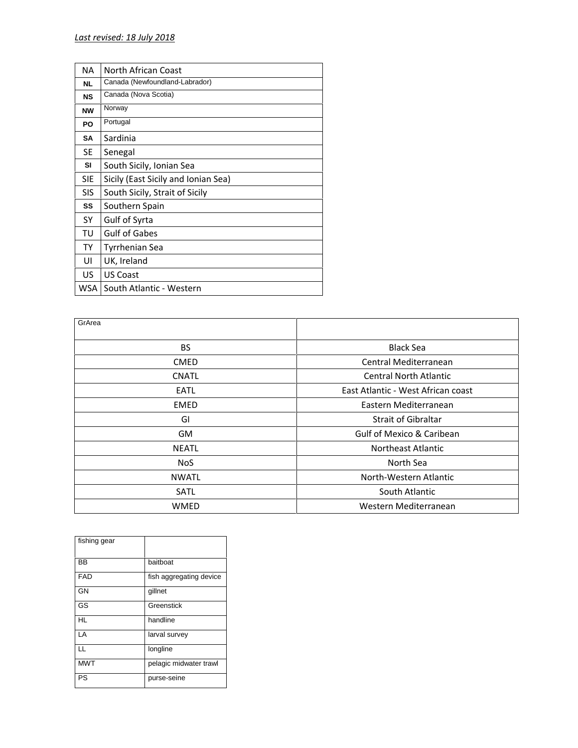*Last revised: 18 July 2018*

| NA | North African Coast |
|---|---|
| NL | Canada (Newfoundland-Labrador) |
| NS | Canada (Nova Scotia) |
| NW | Norway |
| PO | Portugal |
| SA | Sardinia |
| SE | Senegal |
| SI | South Sicily, Ionian Sea |
| SIE | Sicily (East Sicily and Ionian Sea) |
| SIS | South Sicily, Strait of Sicily |
| SS | Southern Spain |
| SY | Gulf of Syrta |
| TU | Gulf of Gabes |
| TY | Tyrrhenian Sea |
| UI | UK, Ireland |
| US | US Coast |
| WSA | South Atlantic - Western |

| GrArea | |
|---|---|
| BS | Black Sea |
| CMED | Central Mediterranean |
| CNATL | Central North Atlantic |
| EATL | East Atlantic - West African coast |
| EMED | Eastern Mediterranean |
| GI | Strait of Gibraltar |
| GM | Gulf of Mexico & Caribean |
| NEATL | Northeast Atlantic |
| NoS | North Sea |
| NWATL | North-Western Atlantic |
| SATL | South Atlantic |
| WMED | Western Mediterranean |

| fishing gear | |
|---|---|
| BB | baitboat |
| FAD | fish aggregating device |
| GN | gillnet |
| GS | Greenstick |
| HL | handline |
| LA | larval survey |
| LL | longline |
| MWT | pelagic midwater trawl |
| PS | purse-seine |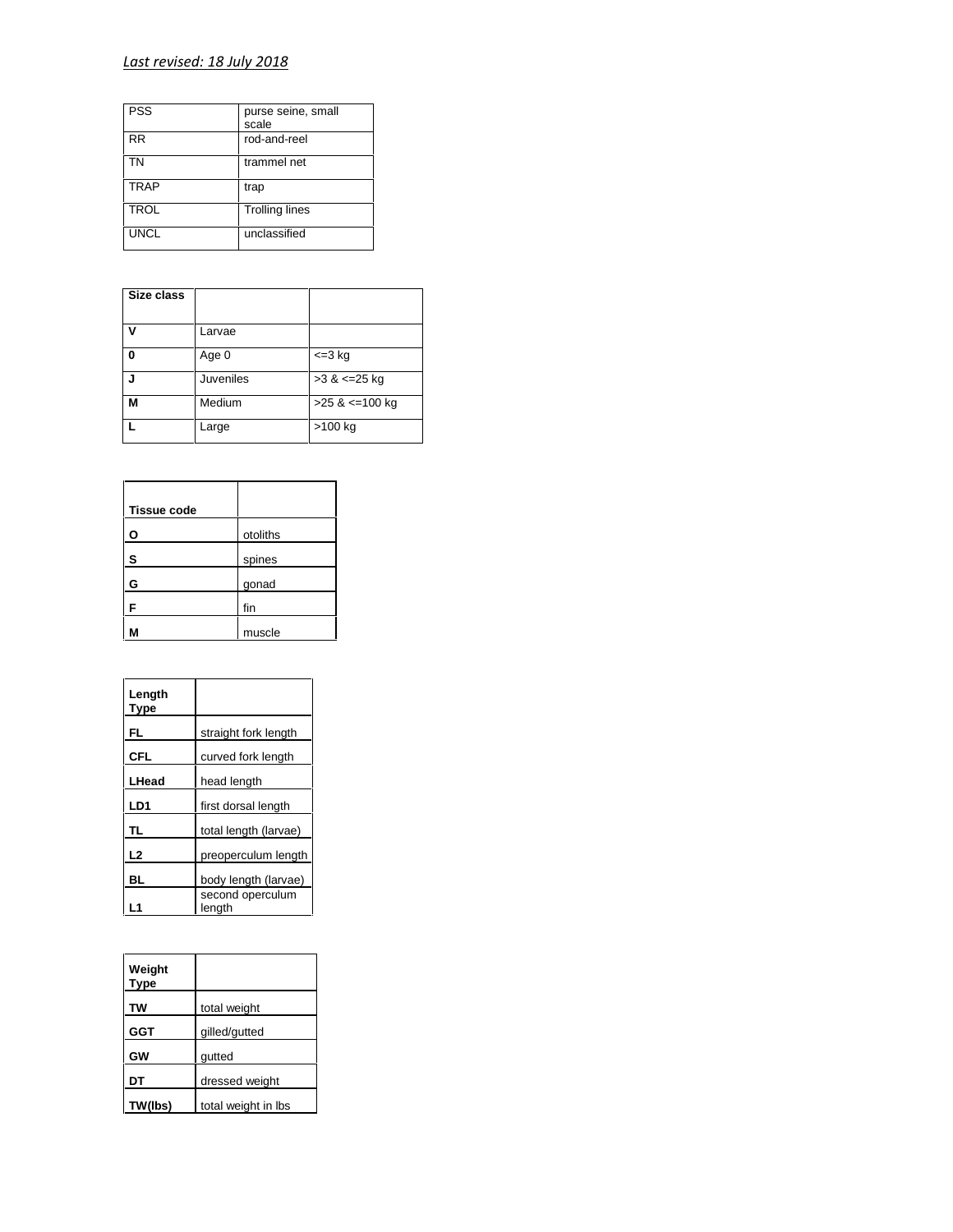*Last revised: 18 July 2018*

| PSS | purse seine, small scale |
|---|---|
| RR | rod-and-reel |
| TN | trammel net |
| TRAP | trap |
| TROL | Trolling lines |
| UNCL | unclassified |

| **Size class** | | |
|---|---|---|
| **V** | Larvae | |
| **0** | Age 0 | <=3 kg |
| **J** | Juveniles | >3 & <=25 kg |
| **M** | Medium | >25 & <=100 kg |
| **L** | Large | >100 kg |

| **Tissue code** | |
|---|---|
| **O** | otoliths |
| **S** | spines |
| **G** | gonad |
| **F** | fin |
| **M** | muscle |

| **Length Type** | |
|---|---|
| **FL** | straight fork length |
| **CFL** | curved fork length |
| **LHead** | head length |
| **LD1** | first dorsal length |
| **TL** | total length (larvae) |
| **L2** | preoperculum length |
| **BL** | body length (larvae) |
| **L1** | second operculum length |

| **Weight Type** | |
|---|---|
| **TW** | total weight |
| **GGT** | gilled/gutted |
| **GW** | gutted |
| **DT** | dressed weight |
| **TW(lbs)** | total weight in lbs |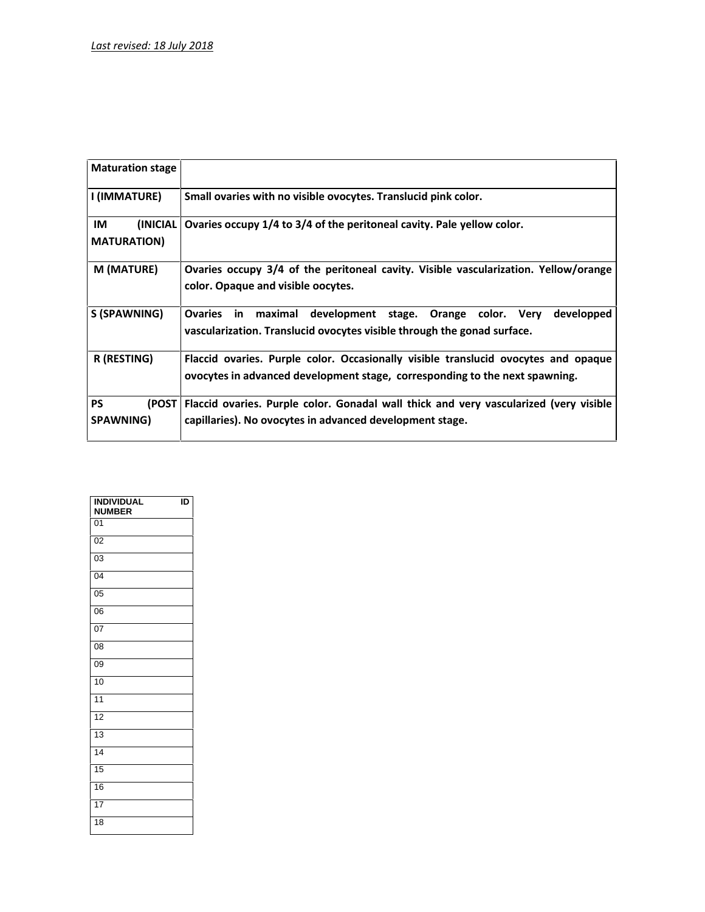*Last revised: 18 July 2018*

| Maturation stage | |
|---|---|
| I (IMMATURE) | **Small ovaries with no visible ovocytes. Translucid pink color.** |
| IM (INICIAL MATURATION) | **Ovaries occupy 1/4 to 3/4 of the peritoneal cavity. Pale yellow color.** |
| M (MATURE) | **Ovaries occupy 3/4 of the peritoneal cavity. Visible vascularization. Yellow/orange color. Opaque and visible oocytes.** |
| S (SPAWNING) | **Ovaries in maximal development stage. Orange color. Very developped vascularization. Translucid ovocytes visible through the gonad surface.** |
| R (RESTING) | **Flaccid ovaries. Purple color. Occasionally visible translucid ovocytes and opaque ovocytes in advanced development stage, corresponding to the next spawning.** |
| PS (POST SPAWNING) | **Flaccid ovaries. Purple color. Gonadal wall thick and very vascularized (very visible capillaries). No ovocytes in advanced development stage.** |

| INDIVIDUAL ID NUMBER |
|---|
| 01 |
| 02 |
| 03 |
| 04 |
| 05 |
| 06 |
| 07 |
| 08 |
| 09 |
| 10 |
| 11 |
| 12 |
| 13 |
| 14 |
| 15 |
| 16 |
| 17 |
| 18 |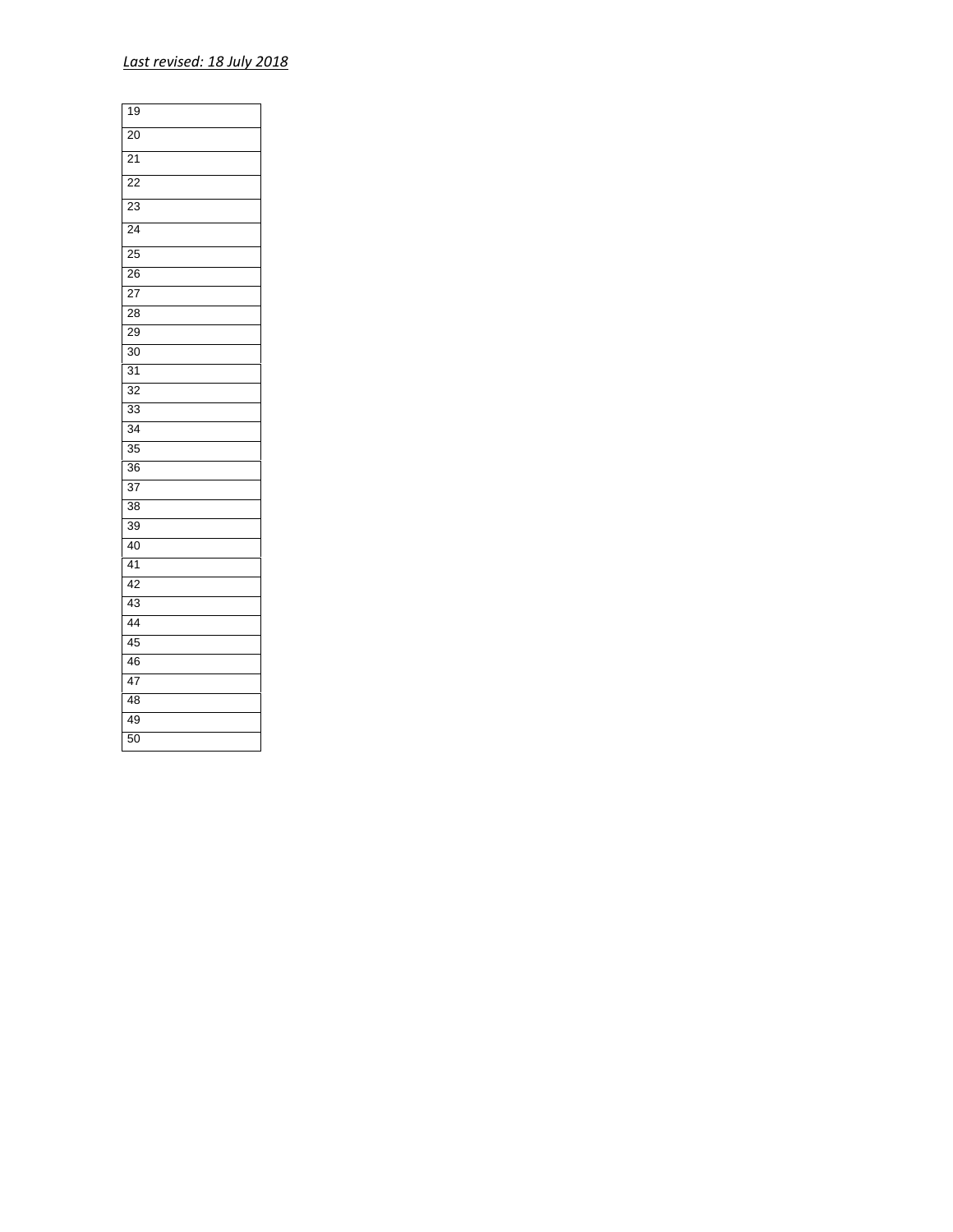*Last revised: 18 July 2018*

| | |
|---|---|
| 19 | |
| 20 | |
| 21 | |
| 22 | |
| 23 | |
| 24 | |
| 25 | |
| 26 | |
| 27 | |
| 28 | |
| 29 | |
| 30 | |
| 31 | |
| 32 | |
| 33 | |
| 34 | |
| 35 | |
| 36 | |
| 37 | |
| 38 | |
| 39 | |
| 40 | |
| 41 | |
| 42 | |
| 43 | |
| 44 | |
| 45 | |
| 46 | |
| 47 | |
| 48 | |
| 49 | |
| 50 | |